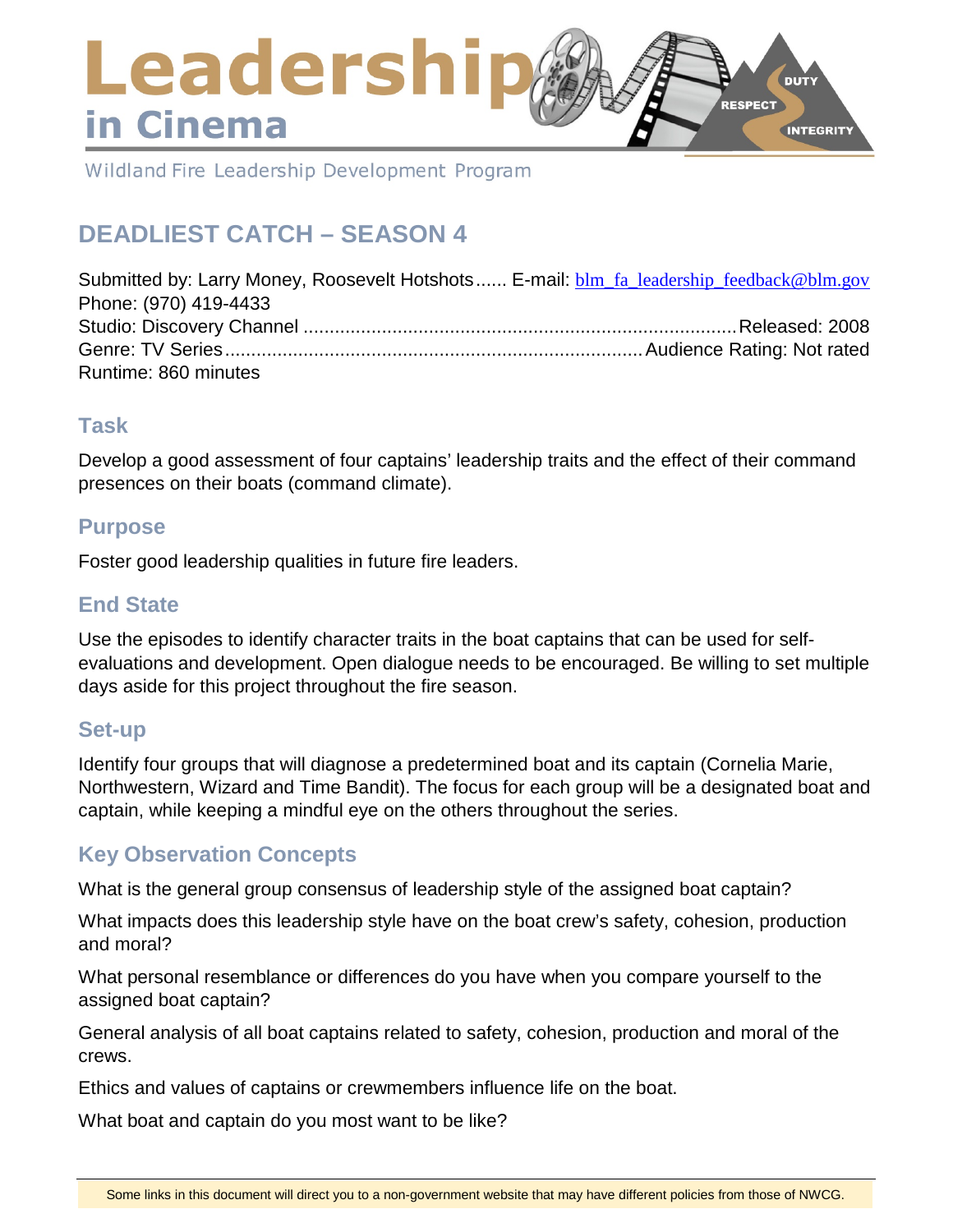# Leadership in Cinema

Wildland Fire Leadership Development Program

## DEADLIEST CATCH – SEASON 4

Submitted by: Larry Money, Roosevelt Hotshots...... E-mail: blm_fa_leadership_feedback@blm.gov
Phone: (970) 419-4433
Studio: Discovery Channel ....................................................................................Released: 2008
Genre: TV Series...............................................................................Audience Rating: Not rated
Runtime: 860 minutes

### Task

Develop a good assessment of four captains' leadership traits and the effect of their command presences on their boats (command climate).

### Purpose

Foster good leadership qualities in future fire leaders.

### End State

Use the episodes to identify character traits in the boat captains that can be used for self-evaluations and development. Open dialogue needs to be encouraged. Be willing to set multiple days aside for this project throughout the fire season.

### Set-up

Identify four groups that will diagnose a predetermined boat and its captain (Cornelia Marie, Northwestern, Wizard and Time Bandit). The focus for each group will be a designated boat and captain, while keeping a mindful eye on the others throughout the series.

### Key Observation Concepts

What is the general group consensus of leadership style of the assigned boat captain?

What impacts does this leadership style have on the boat crew's safety, cohesion, production and moral?

What personal resemblance or differences do you have when you compare yourself to the assigned boat captain?

General analysis of all boat captains related to safety, cohesion, production and moral of the crews.

Ethics and values of captains or crewmembers influence life on the boat.

What boat and captain do you most want to be like?

Some links in this document will direct you to a non-government website that may have different policies from those of NWCG.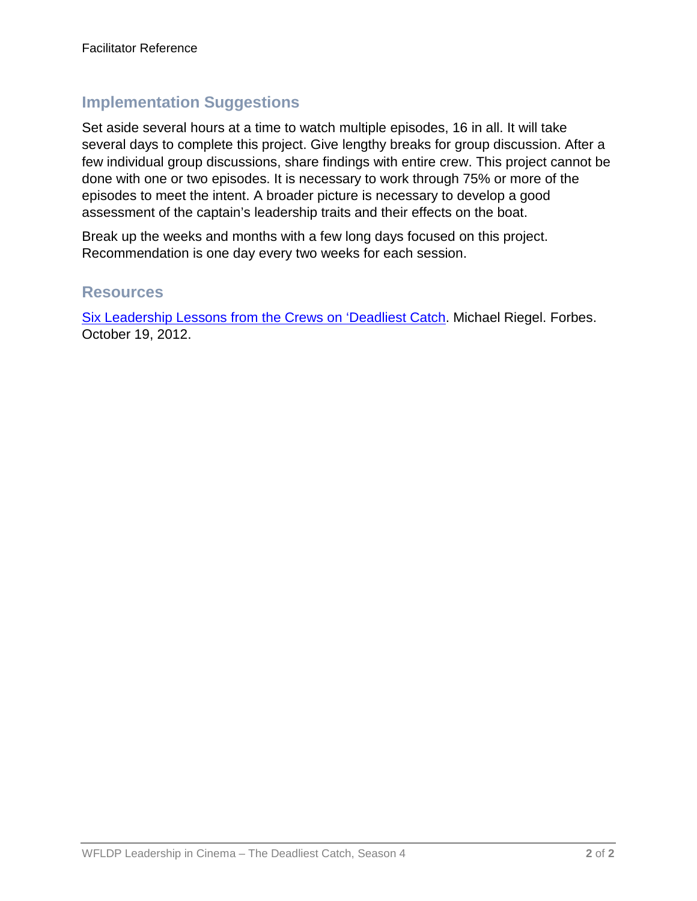## Implementation Suggestions

Set aside several hours at a time to watch multiple episodes, 16 in all. It will take several days to complete this project. Give lengthy breaks for group discussion. After a few individual group discussions, share findings with entire crew. This project cannot be done with one or two episodes. It is necessary to work through 75% or more of the episodes to meet the intent. A broader picture is necessary to develop a good assessment of the captain's leadership traits and their effects on the boat.

Break up the weeks and months with a few long days focused on this project. Recommendation is one day every two weeks for each session.

## Resources

Six Leadership Lessons from the Crews on 'Deadliest Catch. Michael Riegel. Forbes. October 19, 2012.